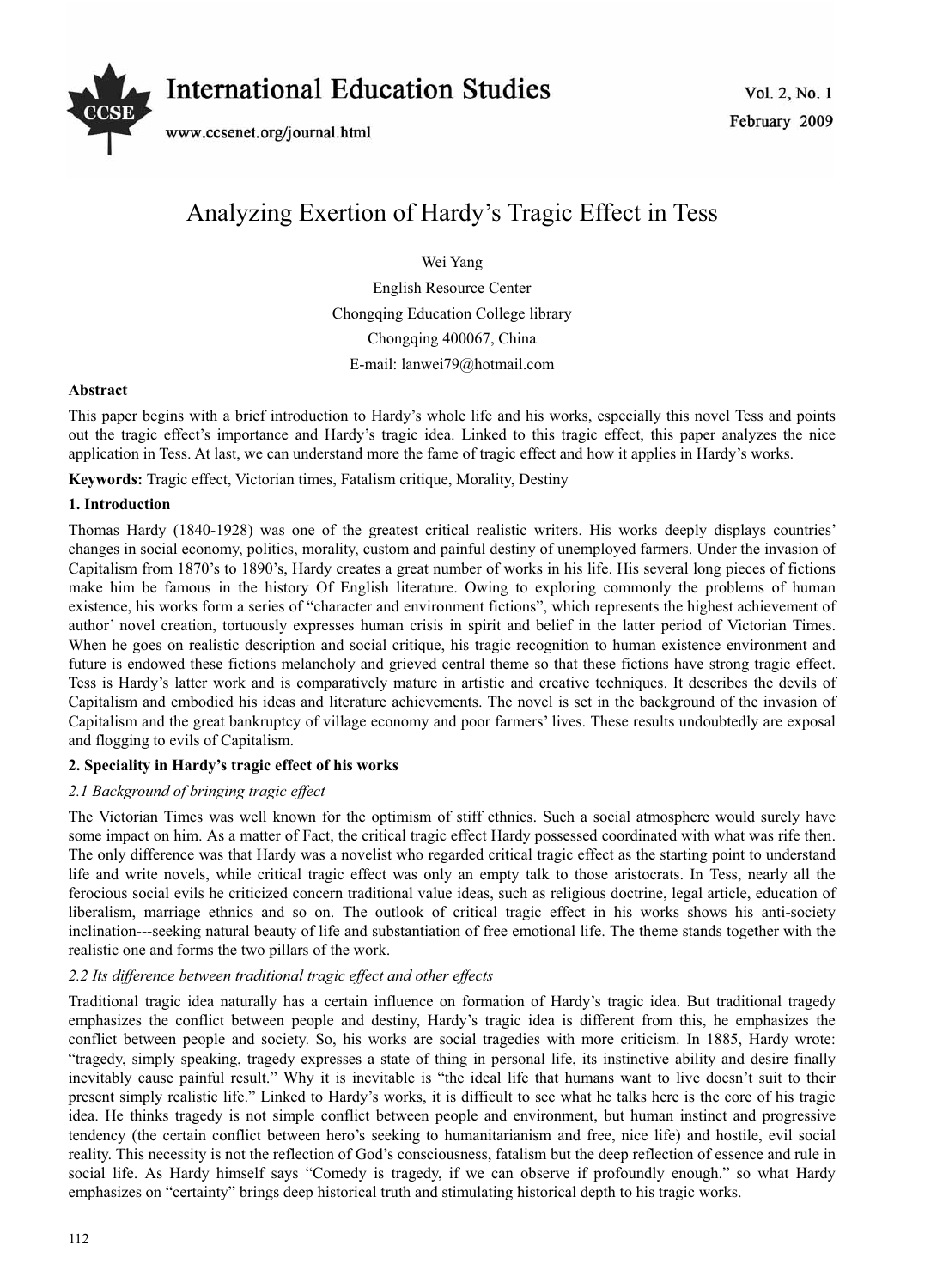# Analyzing Exertion of Hardy's Tragic Effect in Tess

Wei Yang

English Resource Center

Chongqing Education College library

Chongqing 400067, China

E-mail: lanwei79@hotmail.com

**Abstract**

This paper begins with a brief introduction to Hardy's whole life and his works, especially this novel Tess and points out the tragic effect's importance and Hardy's tragic idea. Linked to this tragic effect, this paper analyzes the nice application in Tess. At last, we can understand more the fame of tragic effect and how it applies in Hardy's works.

**Keywords:** Tragic effect, Victorian times, Fatalism critique, Morality, Destiny

## 1. Introduction

Thomas Hardy (1840-1928) was one of the greatest critical realistic writers. His works deeply displays countries' changes in social economy, politics, morality, custom and painful destiny of unemployed farmers. Under the invasion of Capitalism from 1870's to 1890's, Hardy creates a great number of works in his life. His several long pieces of fictions make him be famous in the history Of English literature. Owing to exploring commonly the problems of human existence, his works form a series of "character and environment fictions", which represents the highest achievement of author' novel creation, tortuously expresses human crisis in spirit and belief in the latter period of Victorian Times. When he goes on realistic description and social critique, his tragic recognition to human existence environment and future is endowed these fictions melancholy and grieved central theme so that these fictions have strong tragic effect. Tess is Hardy's latter work and is comparatively mature in artistic and creative techniques. It describes the devils of Capitalism and embodied his ideas and literature achievements. The novel is set in the background of the invasion of Capitalism and the great bankruptcy of village economy and poor farmers' lives. These results undoubtedly are exposal and flogging to evils of Capitalism.

## 2. Speciality in Hardy's tragic effect of his works

### *2.1 Background of bringing tragic effect*

The Victorian Times was well known for the optimism of stiff ethnics. Such a social atmosphere would surely have some impact on him. As a matter of Fact, the critical tragic effect Hardy possessed coordinated with what was rife then. The only difference was that Hardy was a novelist who regarded critical tragic effect as the starting point to understand life and write novels, while critical tragic effect was only an empty talk to those aristocrats. In Tess, nearly all the ferocious social evils he criticized concern traditional value ideas, such as religious doctrine, legal article, education of liberalism, marriage ethnics and so on. The outlook of critical tragic effect in his works shows his anti-society inclination---seeking natural beauty of life and substantiation of free emotional life. The theme stands together with the realistic one and forms the two pillars of the work.

### *2.2 Its difference between traditional tragic effect and other effects*

Traditional tragic idea naturally has a certain influence on formation of Hardy's tragic idea. But traditional tragedy emphasizes the conflict between people and destiny, Hardy's tragic idea is different from this, he emphasizes the conflict between people and society. So, his works are social tragedies with more criticism. In 1885, Hardy wrote: "tragedy, simply speaking, tragedy expresses a state of thing in personal life, its instinctive ability and desire finally inevitably cause painful result." Why it is inevitable is "the ideal life that humans want to live doesn't suit to their present simply realistic life." Linked to Hardy's works, it is difficult to see what he talks here is the core of his tragic idea. He thinks tragedy is not simple conflict between people and environment, but human instinct and progressive tendency (the certain conflict between hero's seeking to humanitarianism and free, nice life) and hostile, evil social reality. This necessity is not the reflection of God's consciousness, fatalism but the deep reflection of essence and rule in social life. As Hardy himself says "Comedy is tragedy, if we can observe if profoundly enough." so what Hardy emphasizes on "certainty" brings deep historical truth and stimulating historical depth to his tragic works.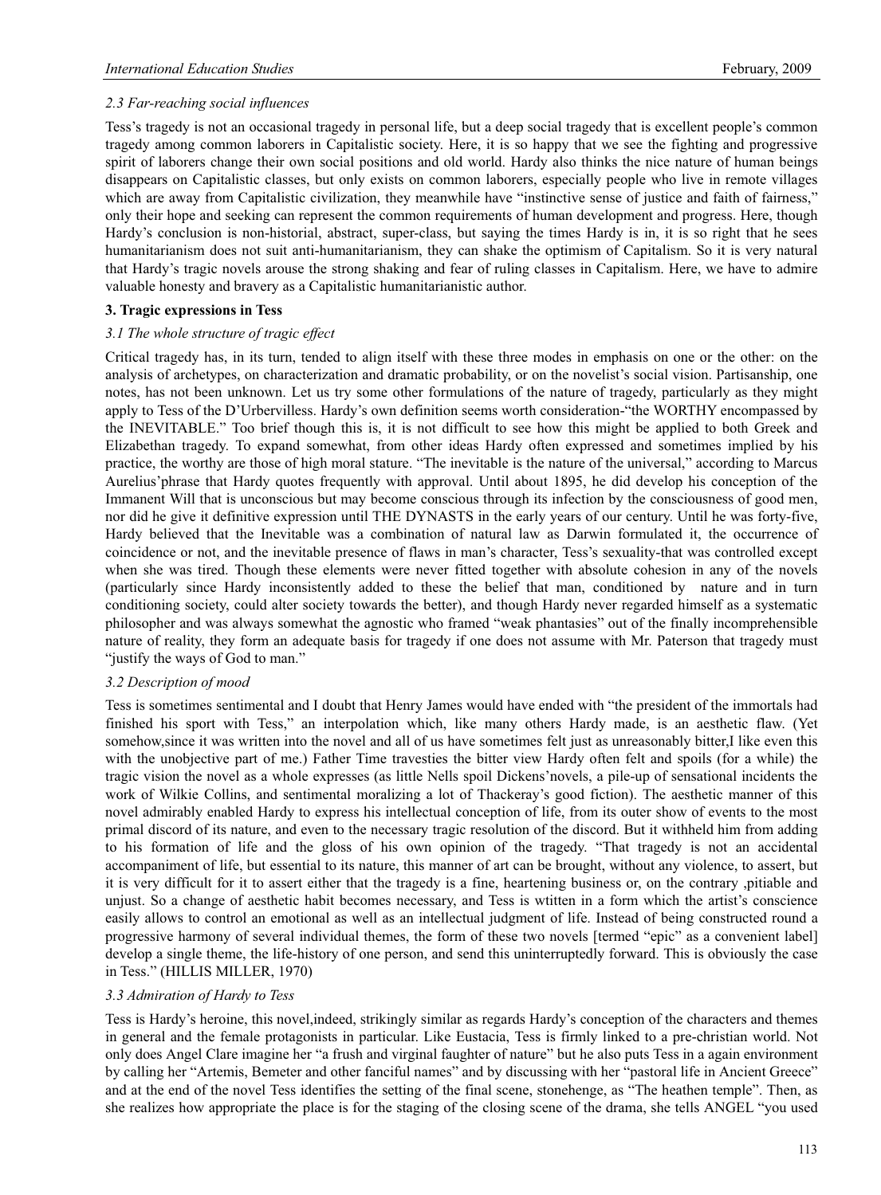*2.3 Far-reaching social influences*

Tess's tragedy is not an occasional tragedy in personal life, but a deep social tragedy that is excellent people's common tragedy among common laborers in Capitalistic society. Here, it is so happy that we see the fighting and progressive spirit of laborers change their own social positions and old world. Hardy also thinks the nice nature of human beings disappears on Capitalistic classes, but only exists on common laborers, especially people who live in remote villages which are away from Capitalistic civilization, they meanwhile have "instinctive sense of justice and faith of fairness," only their hope and seeking can represent the common requirements of human development and progress. Here, though Hardy's conclusion is non-historial, abstract, super-class, but saying the times Hardy is in, it is so right that he sees humanitarianism does not suit anti-humanitarianism, they can shake the optimism of Capitalism. So it is very natural that Hardy's tragic novels arouse the strong shaking and fear of ruling classes in Capitalism. Here, we have to admire valuable honesty and bravery as a Capitalistic humanitarianistic author.

**3. Tragic expressions in Tess**

*3.1 The whole structure of tragic effect*

Critical tragedy has, in its turn, tended to align itself with these three modes in emphasis on one or the other: on the analysis of archetypes, on characterization and dramatic probability, or on the novelist's social vision. Partisanship, one notes, has not been unknown. Let us try some other formulations of the nature of tragedy, particularly as they might apply to Tess of the D'Urbervilless. Hardy's own definition seems worth consideration-"the WORTHY encompassed by the INEVITABLE." Too brief though this is, it is not difficult to see how this might be applied to both Greek and Elizabethan tragedy. To expand somewhat, from other ideas Hardy often expressed and sometimes implied by his practice, the worthy are those of high moral stature. "The inevitable is the nature of the universal," according to Marcus Aurelius'phrase that Hardy quotes frequently with approval. Until about 1895, he did develop his conception of the Immanent Will that is unconscious but may become conscious through its infection by the consciousness of good men, nor did he give it definitive expression until THE DYNASTS in the early years of our century. Until he was forty-five, Hardy believed that the Inevitable was a combination of natural law as Darwin formulated it, the occurrence of coincidence or not, and the inevitable presence of flaws in man's character, Tess's sexuality-that was controlled except when she was tired. Though these elements were never fitted together with absolute cohesion in any of the novels (particularly since Hardy inconsistently added to these the belief that man, conditioned by nature and in turn conditioning society, could alter society towards the better), and though Hardy never regarded himself as a systematic philosopher and was always somewhat the agnostic who framed "weak phantasies" out of the finally incomprehensible nature of reality, they form an adequate basis for tragedy if one does not assume with Mr. Paterson that tragedy must "justify the ways of God to man."

*3.2 Description of mood*

Tess is sometimes sentimental and I doubt that Henry James would have ended with "the president of the immortals had finished his sport with Tess," an interpolation which, like many others Hardy made, is an aesthetic flaw. (Yet somehow,since it was written into the novel and all of us have sometimes felt just as unreasonably bitter,I like even this with the unobjective part of me.) Father Time travesties the bitter view Hardy often felt and spoils (for a while) the tragic vision the novel as a whole expresses (as little Nells spoil Dickens'novels, a pile-up of sensational incidents the work of Wilkie Collins, and sentimental moralizing a lot of Thackeray's good fiction). The aesthetic manner of this novel admirably enabled Hardy to express his intellectual conception of life, from its outer show of events to the most primal discord of its nature, and even to the necessary tragic resolution of the discord. But it withheld him from adding to his formation of life and the gloss of his own opinion of the tragedy. "That tragedy is not an accidental accompaniment of life, but essential to its nature, this manner of art can be brought, without any violence, to assert, but it is very difficult for it to assert either that the tragedy is a fine, heartening business or, on the contrary ,pitiable and unjust. So a change of aesthetic habit becomes necessary, and Tess is wtitten in a form which the artist's conscience easily allows to control an emotional as well as an intellectual judgment of life. Instead of being constructed round a progressive harmony of several individual themes, the form of these two novels [termed "epic" as a convenient label] develop a single theme, the life-history of one person, and send this uninterruptedly forward. This is obviously the case in Tess." (HILLIS MILLER, 1970)

*3.3 Admiration of Hardy to Tess*

Tess is Hardy's heroine, this novel,indeed, strikingly similar as regards Hardy's conception of the characters and themes in general and the female protagonists in particular. Like Eustacia, Tess is firmly linked to a pre-christian world. Not only does Angel Clare imagine her "a frush and virginal faughter of nature" but he also puts Tess in a again environment by calling her "Artemis, Bemeter and other fanciful names" and by discussing with her "pastoral life in Ancient Greece" and at the end of the novel Tess identifies the setting of the final scene, stonehenge, as "The heathen temple". Then, as she realizes how appropriate the place is for the staging of the closing scene of the drama, she tells ANGEL "you used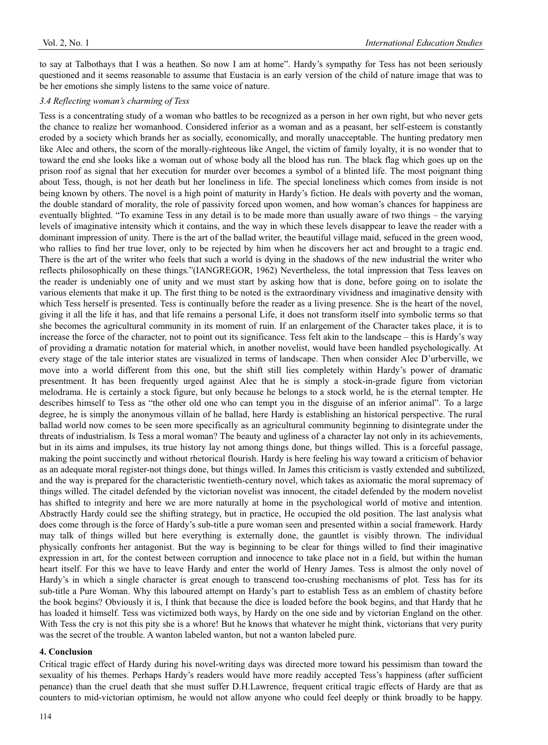to say at Talbothays that I was a heathen. So now I am at home". Hardy's sympathy for Tess has not been seriously questioned and it seems reasonable to assume that Eustacia is an early version of the child of nature image that was to be her emotions she simply listens to the same voice of nature.

### *3.4 Reflecting woman's charming of Tess*

Tess is a concentrating study of a woman who battles to be recognized as a person in her own right, but who never gets the chance to realize her womanhood. Considered inferior as a woman and as a peasant, her self-esteem is constantly eroded by a society which brands her as socially, economically, and morally unacceptable. The hunting predatory men like Alec and others, the scorn of the morally-righteous like Angel, the victim of family loyalty, it is no wonder that to toward the end she looks like a woman out of whose body all the blood has run. The black flag which goes up on the prison roof as signal that her execution for murder over becomes a symbol of a blinted life. The most poignant thing about Tess, though, is not her death but her loneliness in life. The special loneliness which comes from inside is not being known by others. The novel is a high point of maturity in Hardy's fiction. He deals with poverty and the woman, the double standard of morality, the role of passivity forced upon women, and how woman's chances for happiness are eventually blighted. "To examine Tess in any detail is to be made more than usually aware of two things – the varying levels of imaginative intensity which it contains, and the way in which these levels disappear to leave the reader with a dominant impression of unity. There is the art of the ballad writer, the beautiful village maid, sefuced in the green wood, who rallies to find her true lover, only to be rejected by him when he discovers her act and brought to a tragic end. There is the art of the writer who feels that such a world is dying in the shadows of the new industrial the writer who reflects philosophically on these things."(IANGREGOR, 1962) Nevertheless, the total impression that Tess leaves on the reader is undeniably one of unity and we must start by asking how that is done, before going on to isolate the various elements that make it up. The first thing to be noted is the extraordinary vividness and imaginative density with which Tess herself is presented. Tess is continually before the reader as a living presence. She is the heart of the novel, giving it all the life it has, and that life remains a personal Life, it does not transform itself into symbolic terms so that she becomes the agricultural community in its moment of ruin. If an enlargement of the Character takes place, it is to increase the force of the character, not to point out its significance. Tess felt akin to the landscape – this is Hardy's way of providing a dramatic notation for material which, in another novelist, would have been handled psychologically. At every stage of the tale interior states are visualized in terms of landscape. Then when consider Alec D'urberville, we move into a world different from this one, but the shift still lies completely within Hardy's power of dramatic presentment. It has been frequently urged against Alec that he is simply a stock-in-grade figure from victorian melodrama. He is certainly a stock figure, but only because he belongs to a stock world, he is the eternal tempter. He describes himself to Tess as "the other old one who can tempt you in the disguise of an inferior animal". To a large degree, he is simply the anonymous villain of he ballad, here Hardy is establishing an historical perspective. The rural ballad world now comes to be seen more specifically as an agricultural community beginning to disintegrate under the threats of industrialism. Is Tess a moral woman? The beauty and ugliness of a character lay not only in its achievements, but in its aims and impulses, its true history lay not among things done, but things willed. This is a forceful passage, making the point succinctly and without rhetorical flourish. Hardy is here feeling his way toward a criticism of behavior as an adequate moral register-not things done, but things willed. In James this criticism is vastly extended and subtilized, and the way is prepared for the characteristic twentieth-century novel, which takes as axiomatic the moral supremacy of things willed. The citadel defended by the victorian novelist was innocent, the citadel defended by the modern novelist has shifted to integrity and here we are more naturally at home in the psychological world of motive and intention. Abstractly Hardy could see the shifting strategy, but in practice, He occupied the old position. The last analysis what does come through is the force of Hardy's sub-title a pure woman seen and presented within a social framework. Hardy may talk of things willed but here everything is externally done, the gauntlet is visibly thrown. The individual physically confronts her antagonist. But the way is beginning to be clear for things willed to find their imaginative expression in art, for the contest between corruption and innocence to take place not in a field, but within the human heart itself. For this we have to leave Hardy and enter the world of Henry James. Tess is almost the only novel of Hardy's in which a single character is great enough to transcend too-crushing mechanisms of plot. Tess has for its sub-title a Pure Woman. Why this laboured attempt on Hardy's part to establish Tess as an emblem of chastity before the book begins? Obviously it is, I think that because the dice is loaded before the book begins, and that Hardy that he has loaded it himself. Tess was victimized both ways, by Hardy on the one side and by victorian England on the other. With Tess the cry is not this pity she is a whore! But he knows that whatever he might think, victorians that very purity was the secret of the trouble. A wanton labeled wanton, but not a wanton labeled pure.

## 4. Conclusion

Critical tragic effect of Hardy during his novel-writing days was directed more toward his pessimism than toward the sexuality of his themes. Perhaps Hardy's readers would have more readily accepted Tess's happiness (after sufficient penance) than the cruel death that she must suffer D.H.Lawrence, frequent critical tragic effects of Hardy are that as counters to mid-victorian optimism, he would not allow anyone who could feel deeply or think broadly to be happy.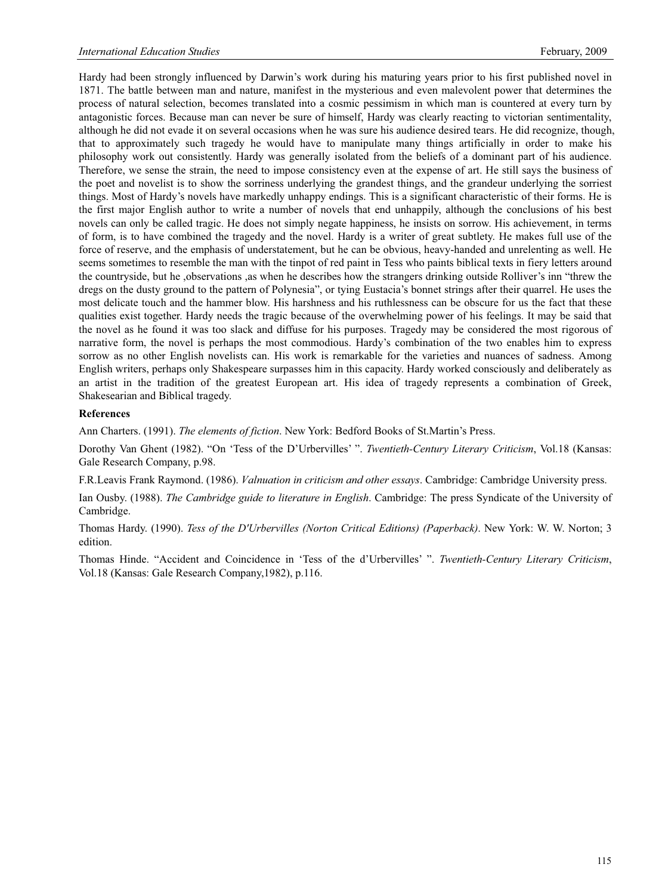Hardy had been strongly influenced by Darwin's work during his maturing years prior to his first published novel in 1871. The battle between man and nature, manifest in the mysterious and even malevolent power that determines the process of natural selection, becomes translated into a cosmic pessimism in which man is countered at every turn by antagonistic forces. Because man can never be sure of himself, Hardy was clearly reacting to victorian sentimentality, although he did not evade it on several occasions when he was sure his audience desired tears. He did recognize, though, that to approximately such tragedy he would have to manipulate many things artificially in order to make his philosophy work out consistently. Hardy was generally isolated from the beliefs of a dominant part of his audience. Therefore, we sense the strain, the need to impose consistency even at the expense of art. He still says the business of the poet and novelist is to show the sorriness underlying the grandest things, and the grandeur underlying the sorriest things. Most of Hardy's novels have markedly unhappy endings. This is a significant characteristic of their forms. He is the first major English author to write a number of novels that end unhappily, although the conclusions of his best novels can only be called tragic. He does not simply negate happiness, he insists on sorrow. His achievement, in terms of form, is to have combined the tragedy and the novel. Hardy is a writer of great subtlety. He makes full use of the force of reserve, and the emphasis of understatement, but he can be obvious, heavy-handed and unrelenting as well. He seems sometimes to resemble the man with the tinpot of red paint in Tess who paints biblical texts in fiery letters around the countryside, but he ,observations ,as when he describes how the strangers drinking outside Rolliver's inn "threw the dregs on the dusty ground to the pattern of Polynesia", or tying Eustacia's bonnet strings after their quarrel. He uses the most delicate touch and the hammer blow. His harshness and his ruthlessness can be obscure for us the fact that these qualities exist together. Hardy needs the tragic because of the overwhelming power of his feelings. It may be said that the novel as he found it was too slack and diffuse for his purposes. Tragedy may be considered the most rigorous of narrative form, the novel is perhaps the most commodious. Hardy's combination of the two enables him to express sorrow as no other English novelists can. His work is remarkable for the varieties and nuances of sadness. Among English writers, perhaps only Shakespeare surpasses him in this capacity. Hardy worked consciously and deliberately as an artist in the tradition of the greatest European art. His idea of tragedy represents a combination of Greek, Shakesearian and Biblical tragedy.

**References**

Ann Charters. (1991). *The elements of fiction*. New York: Bedford Books of St.Martin's Press.

Dorothy Van Ghent (1982). "On 'Tess of the D'Urbervilles' ". *Twentieth-Century Literary Criticism*, Vol.18 (Kansas: Gale Research Company, p.98.

F.R.Leavis Frank Raymond. (1986). *Valnuation in criticism and other essays*. Cambridge: Cambridge University press.

Ian Ousby. (1988). *The Cambridge guide to literature in English*. Cambridge: The press Syndicate of the University of Cambridge.

Thomas Hardy. (1990). *Tess of the D'Urbervilles (Norton Critical Editions) (Paperback)*. New York: W. W. Norton; 3 edition.

Thomas Hinde. "Accident and Coincidence in 'Tess of the d'Urbervilles' ". *Twentieth-Century Literary Criticism*, Vol.18 (Kansas: Gale Research Company,1982), p.116.